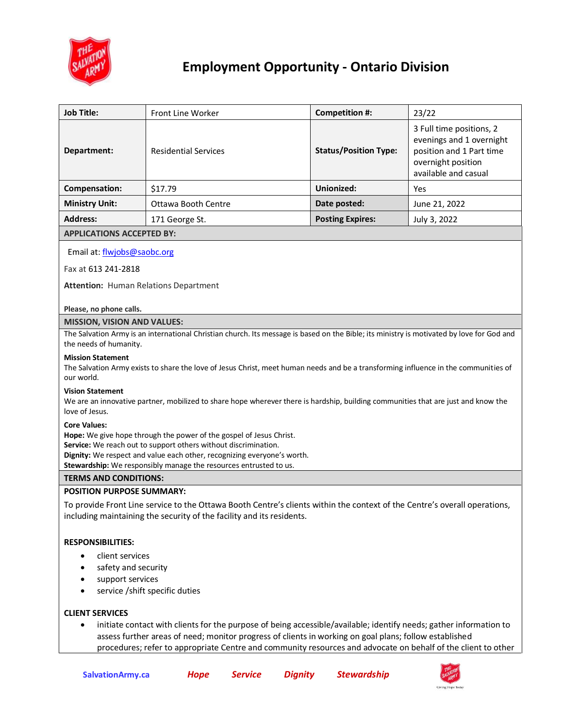# Employment Opportunity - Ontario Division

| **Job Title:** | Front Line Worker | **Competition #:** | 23/22 |
|---|---|---|---|
| **Department:** | Residential Services | **Status/Position Type:** | 3 Full time positions, 2 evenings and 1 overnight position and 1 Part time overnight position available and casual |
| **Compensation:** | $17.79 | **Unionized:** | Yes |
| **Ministry Unit:** | Ottawa Booth Centre | **Date posted:** | June 21, 2022 |
| **Address:** | 171 George St. | **Posting Expires:** | July 3, 2022 |

## APPLICATIONS ACCEPTED BY:

Email at: flwjobs@saobc.org

Fax at 613 241-2818

**Attention:** Human Relations Department

**Please, no phone calls.**

## MISSION, VISION AND VALUES:

The Salvation Army is an international Christian church. Its message is based on the Bible; its ministry is motivated by love for God and the needs of humanity.

**Mission Statement**
The Salvation Army exists to share the love of Jesus Christ, meet human needs and be a transforming influence in the communities of our world.

**Vision Statement**
We are an innovative partner, mobilized to share hope wherever there is hardship, building communities that are just and know the love of Jesus.

**Core Values:**
**Hope:** We give hope through the power of the gospel of Jesus Christ.
**Service:** We reach out to support others without discrimination.
**Dignity:** We respect and value each other, recognizing everyone's worth.
**Stewardship:** We responsibly manage the resources entrusted to us.

## TERMS AND CONDITIONS:

### POSITION PURPOSE SUMMARY:

To provide Front Line service to the Ottawa Booth Centre's clients within the context of the Centre's overall operations, including maintaining the security of the facility and its residents.

### RESPONSIBILITIES:

- client services
- safety and security
- support services
- service /shift specific duties

### CLIENT SERVICES

- initiate contact with clients for the purpose of being accessible/available; identify needs; gather information to assess further areas of need; monitor progress of clients in working on goal plans; follow established procedures; refer to appropriate Centre and community resources and advocate on behalf of the client to other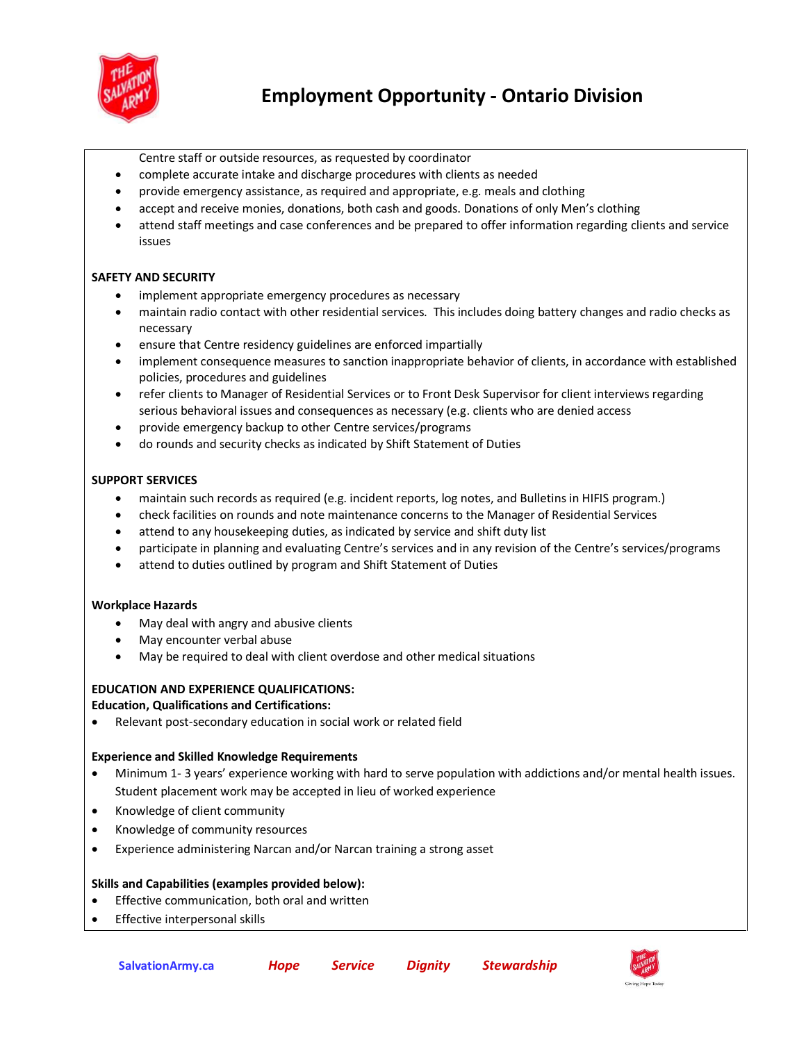Centre staff or outside resources, as requested by coordinator

- complete accurate intake and discharge procedures with clients as needed
- provide emergency assistance, as required and appropriate, e.g. meals and clothing
- accept and receive monies, donations, both cash and goods. Donations of only Men's clothing
- attend staff meetings and case conferences and be prepared to offer information regarding clients and service issues

**SAFETY AND SECURITY**

- implement appropriate emergency procedures as necessary
- maintain radio contact with other residential services. This includes doing battery changes and radio checks as necessary
- ensure that Centre residency guidelines are enforced impartially
- implement consequence measures to sanction inappropriate behavior of clients, in accordance with established policies, procedures and guidelines
- refer clients to Manager of Residential Services or to Front Desk Supervisor for client interviews regarding serious behavioral issues and consequences as necessary (e.g. clients who are denied access
- provide emergency backup to other Centre services/programs
- do rounds and security checks as indicated by Shift Statement of Duties

**SUPPORT SERVICES**

- maintain such records as required (e.g. incident reports, log notes, and Bulletins in HIFIS program.)
- check facilities on rounds and note maintenance concerns to the Manager of Residential Services
- attend to any housekeeping duties, as indicated by service and shift duty list
- participate in planning and evaluating Centre's services and in any revision of the Centre's services/programs
- attend to duties outlined by program and Shift Statement of Duties

**Workplace Hazards**

- May deal with angry and abusive clients
- May encounter verbal abuse
- May be required to deal with client overdose and other medical situations

**EDUCATION AND EXPERIENCE QUALIFICATIONS:**

**Education, Qualifications and Certifications:**

- Relevant post-secondary education in social work or related field

**Experience and Skilled Knowledge Requirements**

- Minimum 1- 3 years' experience working with hard to serve population with addictions and/or mental health issues. Student placement work may be accepted in lieu of worked experience
- Knowledge of client community
- Knowledge of community resources
- Experience administering Narcan and/or Narcan training a strong asset

**Skills and Capabilities (examples provided below):**

- Effective communication, both oral and written
- Effective interpersonal skills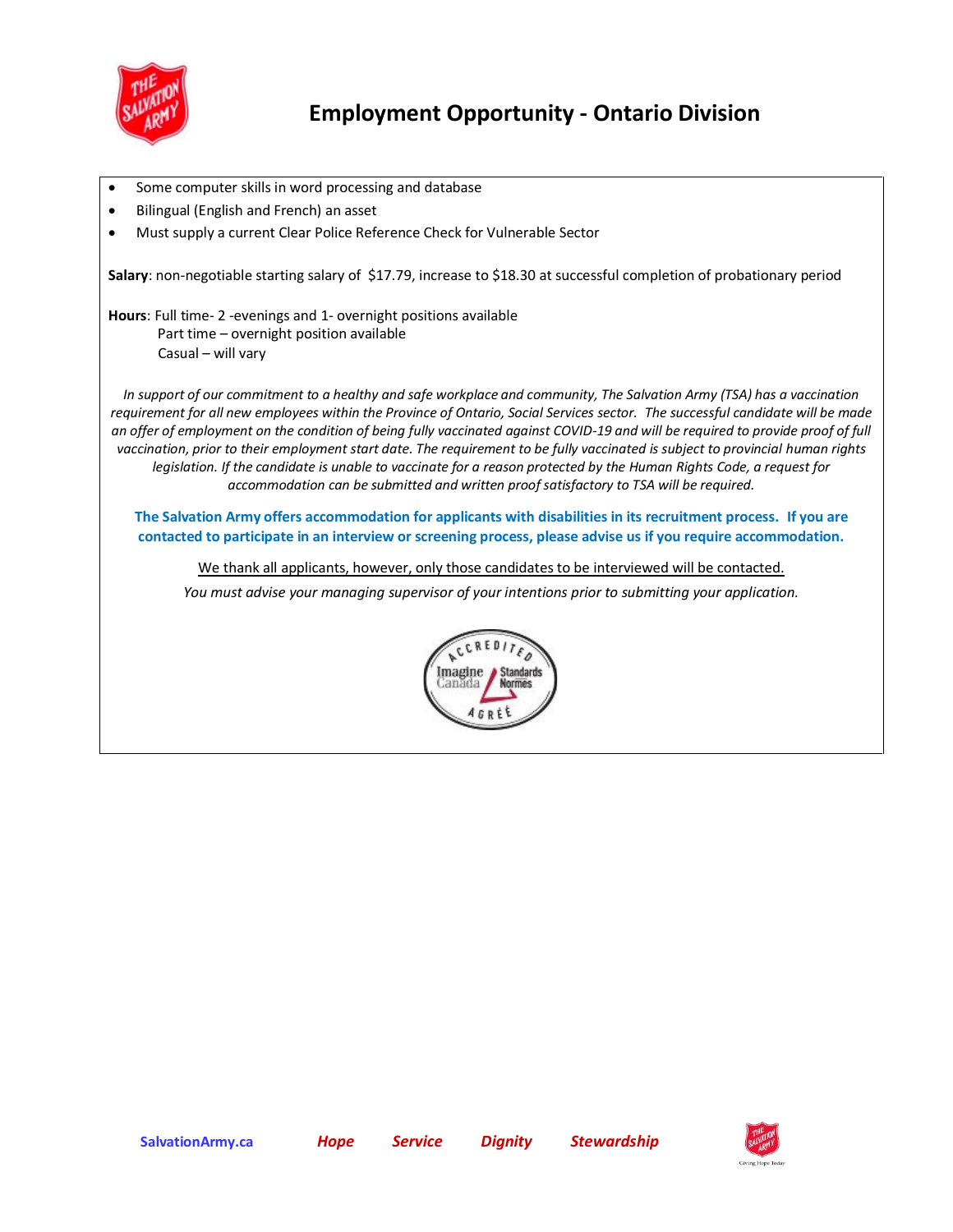# Employment Opportunity - Ontario Division

- Some computer skills in word processing and database
- Bilingual (English and French) an asset
- Must supply a current Clear Police Reference Check for Vulnerable Sector

**Salary**: non-negotiable starting salary of $17.79, increase to $18.30 at successful completion of probationary period

**Hours**: Full time- 2 -evenings and 1- overnight positions available
Part time – overnight position available
Casual – will vary

*In support of our commitment to a healthy and safe workplace and community, The Salvation Army (TSA) has a vaccination requirement for all new employees within the Province of Ontario, Social Services sector. The successful candidate will be made an offer of employment on the condition of being fully vaccinated against COVID-19 and will be required to provide proof of full vaccination, prior to their employment start date. The requirement to be fully vaccinated is subject to provincial human rights legislation. If the candidate is unable to vaccinate for a reason protected by the Human Rights Code, a request for accommodation can be submitted and written proof satisfactory to TSA will be required.*

**The Salvation Army offers accommodation for applicants with disabilities in its recruitment process. If you are contacted to participate in an interview or screening process, please advise us if you require accommodation.**

We thank all applicants, however, only those candidates to be interviewed will be contacted.

*You must advise your managing supervisor of your intentions prior to submitting your application.*

SalvationArmy.ca ***Hope*** ***Service*** ***Dignity*** ***Stewardship***